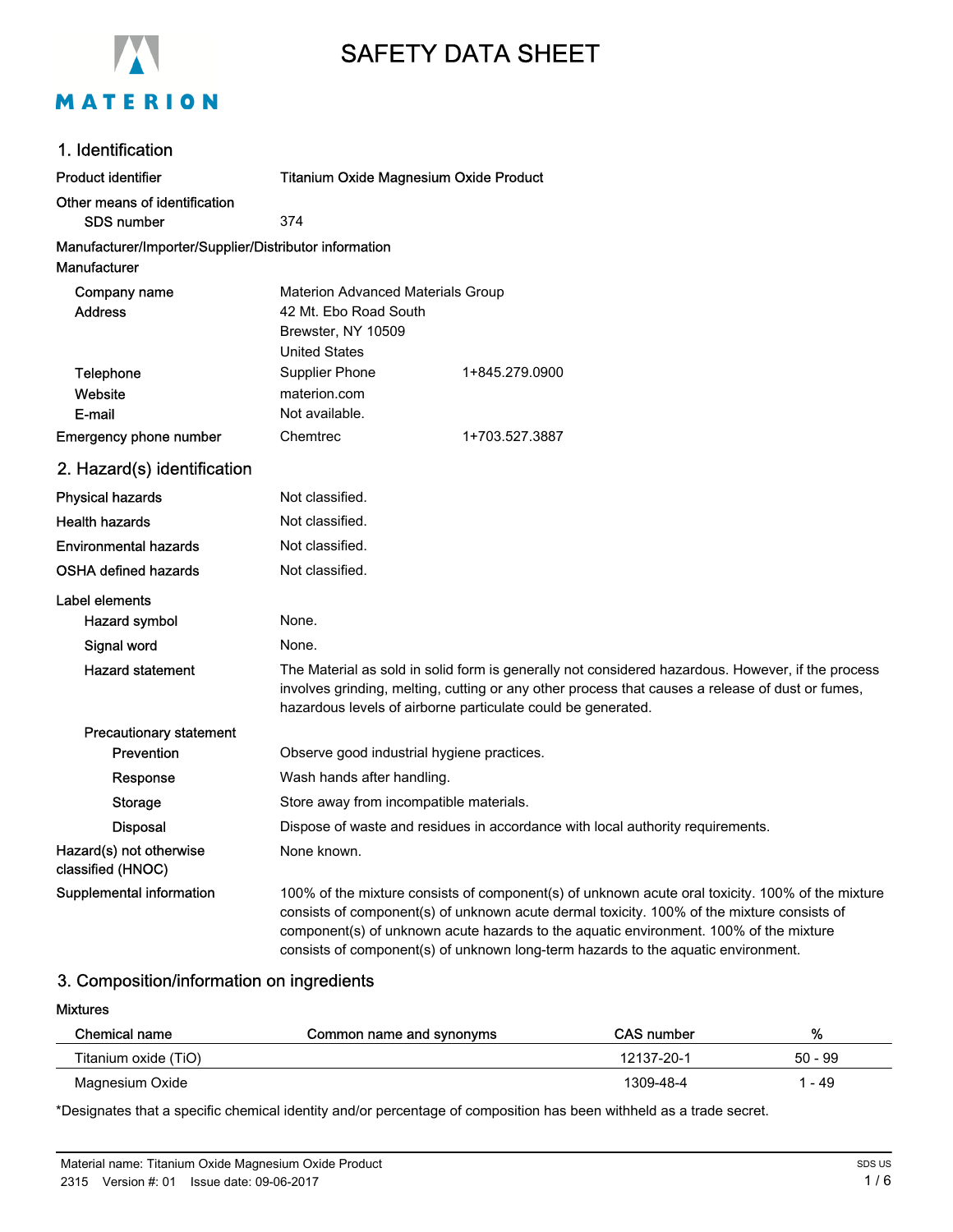# SAFETY DATA SHEET

## 1. Identification

| | |
|---|---|
| **Product identifier** | **Titanium Oxide Magnesium Oxide Product** |
| **Other means of identification** | |
| SDS number | 374 |

**Manufacturer/Importer/Supplier/Distributor information**

**Manufacturer**

| | | |
|---|---|---|
| Company name | Materion Advanced Materials Group | |
| Address | 42 Mt. Ebo Road South<br>Brewster, NY 10509<br>United States | |
| Telephone | Supplier Phone | 1+845.279.0900 |
| Website | materion.com | |
| E-mail | Not available. | |
| Emergency phone number | Chemtrec | 1+703.527.3887 |

## 2. Hazard(s) identification

| | |
|---|---|
| Physical hazards | Not classified. |
| Health hazards | Not classified. |
| Environmental hazards | Not classified. |
| OSHA defined hazards | Not classified. |

**Label elements**

| | |
|---|---|
| Hazard symbol | None. |
| Signal word | None. |
| Hazard statement | The Material as sold in solid form is generally not considered hazardous. However, if the process involves grinding, melting, cutting or any other process that causes a release of dust or fumes, hazardous levels of airborne particulate could be generated. |

**Precautionary statement**

| | |
|---|---|
| Prevention | Observe good industrial hygiene practices. |
| Response | Wash hands after handling. |
| Storage | Store away from incompatible materials. |
| Disposal | Dispose of waste and residues in accordance with local authority requirements. |
| Hazard(s) not otherwise classified (HNOC) | None known. |
| Supplemental information | 100% of the mixture consists of component(s) of unknown acute oral toxicity. 100% of the mixture consists of component(s) of unknown acute dermal toxicity. 100% of the mixture consists of component(s) of unknown acute hazards to the aquatic environment. 100% of the mixture consists of component(s) of unknown long-term hazards to the aquatic environment. |

## 3. Composition/information on ingredients

**Mixtures**

| Chemical name | Common name and synonyms | CAS number | % |
|---|---|---|---|
| Titanium oxide (TiO) | | 12137-20-1 | 50 - 99 |
| Magnesium Oxide | | 1309-48-4 | 1 - 49 |

*Designates that a specific chemical identity and/or percentage of composition has been withheld as a trade secret.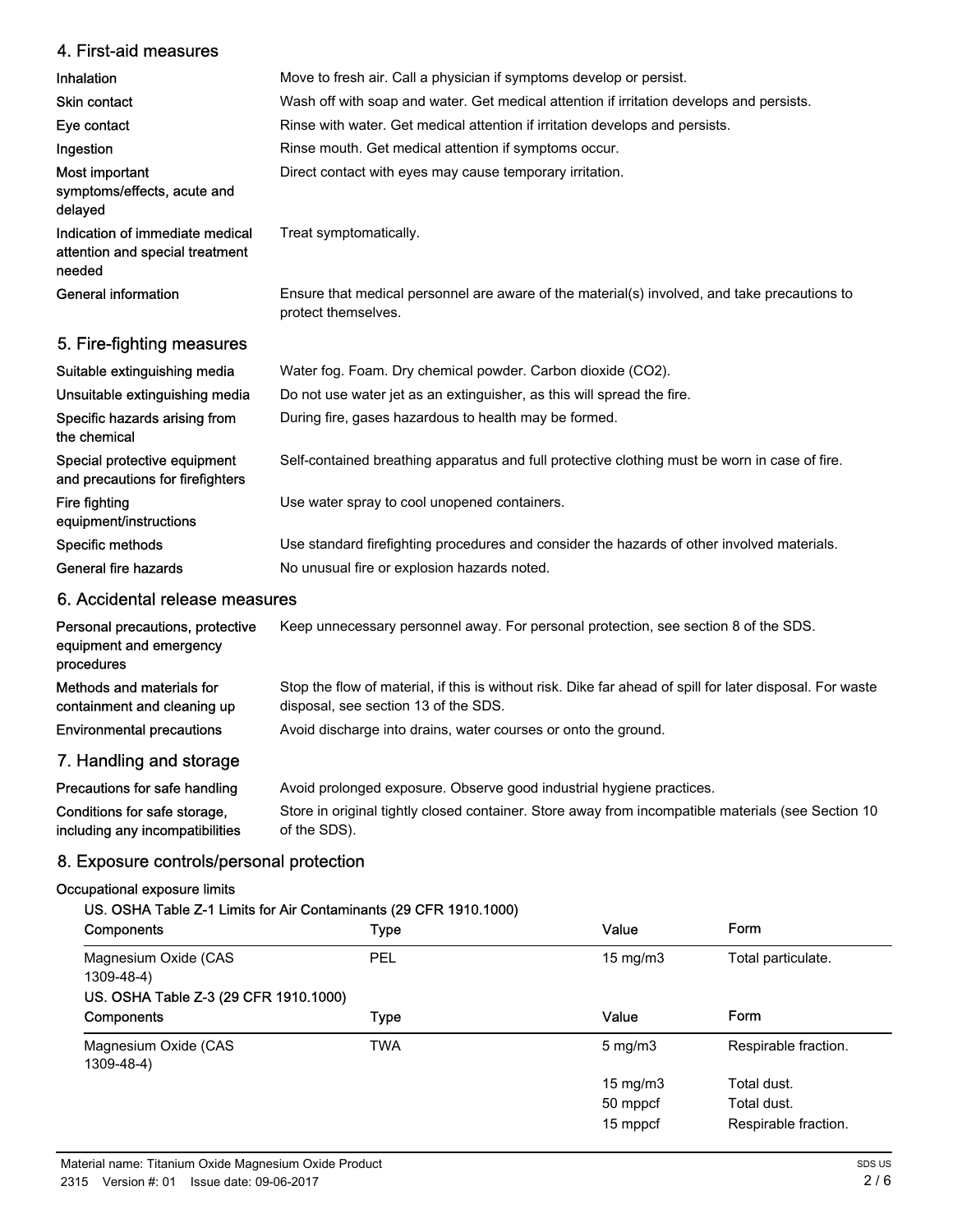## 4. First-aid measures

| | |
|---|---|
| **Inhalation** | Move to fresh air. Call a physician if symptoms develop or persist. |
| **Skin contact** | Wash off with soap and water. Get medical attention if irritation develops and persists. |
| **Eye contact** | Rinse with water. Get medical attention if irritation develops and persists. |
| **Ingestion** | Rinse mouth. Get medical attention if symptoms occur. |
| **Most important symptoms/effects, acute and delayed** | Direct contact with eyes may cause temporary irritation. |
| **Indication of immediate medical attention and special treatment needed** | Treat symptomatically. |
| **General information** | Ensure that medical personnel are aware of the material(s) involved, and take precautions to protect themselves. |

## 5. Fire-fighting measures

| | |
|---|---|
| **Suitable extinguishing media** | Water fog. Foam. Dry chemical powder. Carbon dioxide ($CO_2$). |
| **Unsuitable extinguishing media** | Do not use water jet as an extinguisher, as this will spread the fire. |
| **Specific hazards arising from the chemical** | During fire, gases hazardous to health may be formed. |
| **Special protective equipment and precautions for firefighters** | Self-contained breathing apparatus and full protective clothing must be worn in case of fire. |
| **Fire fighting equipment/instructions** | Use water spray to cool unopened containers. |
| **Specific methods** | Use standard firefighting procedures and consider the hazards of other involved materials. |
| **General fire hazards** | No unusual fire or explosion hazards noted. |

## 6. Accidental release measures

| | |
|---|---|
| **Personal precautions, protective equipment and emergency procedures** | Keep unnecessary personnel away. For personal protection, see section 8 of the SDS. |
| **Methods and materials for containment and cleaning up** | Stop the flow of material, if this is without risk. Dike far ahead of spill for later disposal. For waste disposal, see section 13 of the SDS. |
| **Environmental precautions** | Avoid discharge into drains, water courses or onto the ground. |

## 7. Handling and storage

| | |
|---|---|
| **Precautions for safe handling** | Avoid prolonged exposure. Observe good industrial hygiene practices. |
| **Conditions for safe storage, including any incompatibilities** | Store in original tightly closed container. Store away from incompatible materials (see Section 10 of the SDS). |

## 8. Exposure controls/personal protection

**Occupational exposure limits**

**US. OSHA Table Z-1 Limits for Air Contaminants (29 CFR 1910.1000)**

| Components | Type | Value | Form |
|---|---|---|---|
| Magnesium Oxide (CAS 1309-48-4) | PEL | 15 mg/m3 | Total particulate. |

**US. OSHA Table Z-3 (29 CFR 1910.1000)**

| Components | Type | Value | Form |
|---|---|---|---|
| Magnesium Oxide (CAS 1309-48-4) | TWA | 5 mg/m3 | Respirable fraction. |
| | | 15 mg/m3 | Total dust. |
| | | 50 mppcf | Total dust. |
| | | 15 mppcf | Respirable fraction. |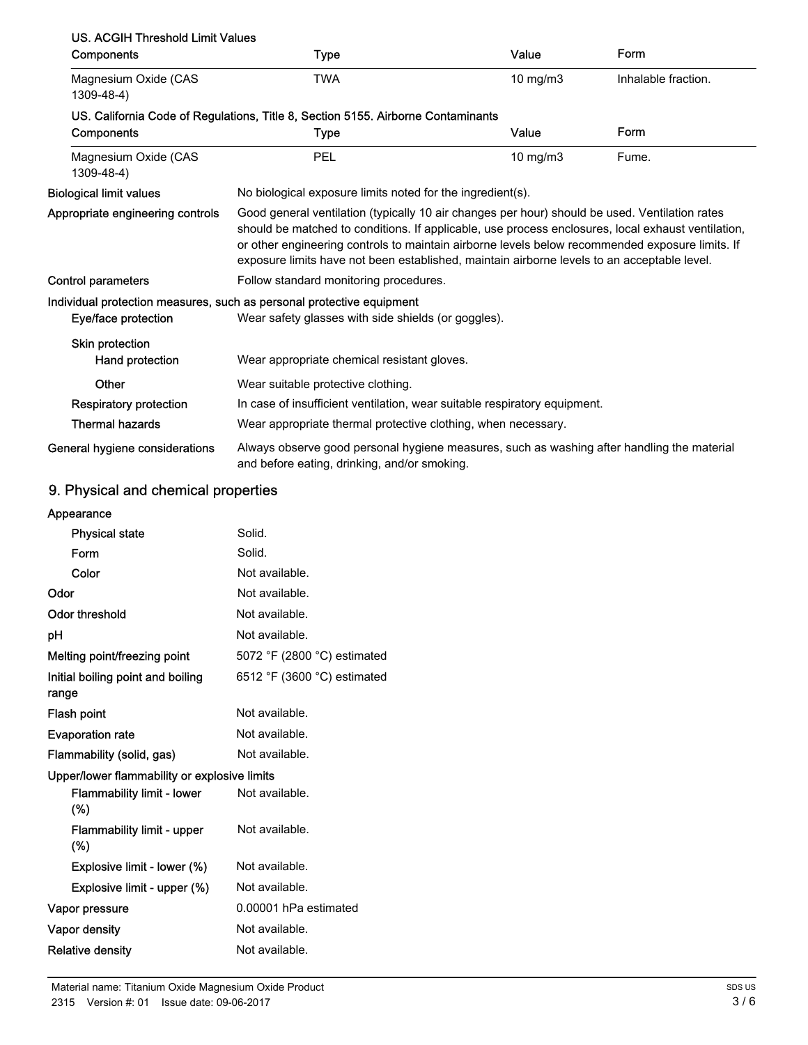US. ACGIH Threshold Limit Values

| Components | Type | Value | Form |
|---|---|---|---|
| Magnesium Oxide (CAS 1309-48-4) | TWA | 10 mg/m3 | Inhalable fraction. |

US. California Code of Regulations, Title 8, Section 5155. Airborne Contaminants

| Components | Type | Value | Form |
|---|---|---|---|
| Magnesium Oxide (CAS 1309-48-4) | PEL | 10 mg/m3 | Fume. |

**Biological limit values** No biological exposure limits noted for the ingredient(s).

**Appropriate engineering controls** Good general ventilation (typically 10 air changes per hour) should be used. Ventilation rates should be matched to conditions. If applicable, use process enclosures, local exhaust ventilation, or other engineering controls to maintain airborne levels below recommended exposure limits. If exposure limits have not been established, maintain airborne levels to an acceptable level.

**Control parameters** Follow standard monitoring procedures.

**Individual protection measures, such as personal protective equipment**

**Eye/face protection** Wear safety glasses with side shields (or goggles).

**Skin protection**

**Hand protection** Wear appropriate chemical resistant gloves.

**Other** Wear suitable protective clothing.

**Respiratory protection** In case of insufficient ventilation, wear suitable respiratory equipment.

**Thermal hazards** Wear appropriate thermal protective clothing, when necessary.

**General hygiene considerations** Always observe good personal hygiene measures, such as washing after handling the material and before eating, drinking, and/or smoking.

## 9. Physical and chemical properties

| | |
|---|---|
| **Appearance** | |
| Physical state | Solid. |
| Form | Solid. |
| Color | Not available. |
| **Odor** | Not available. |
| **Odor threshold** | Not available. |
| **pH** | Not available. |
| **Melting point/freezing point** | 5072 °F (2800 °C) estimated |
| **Initial boiling point and boiling range** | 6512 °F (3600 °C) estimated |
| **Flash point** | Not available. |
| **Evaporation rate** | Not available. |
| **Flammability (solid, gas)** | Not available. |
| **Upper/lower flammability or explosive limits** | |
| Flammability limit - lower (%) | Not available. |
| Flammability limit - upper (%) | Not available. |
| Explosive limit - lower (%) | Not available. |
| Explosive limit - upper (%) | Not available. |
| **Vapor pressure** | 0.00001 hPa estimated |
| **Vapor density** | Not available. |
| **Relative density** | Not available. |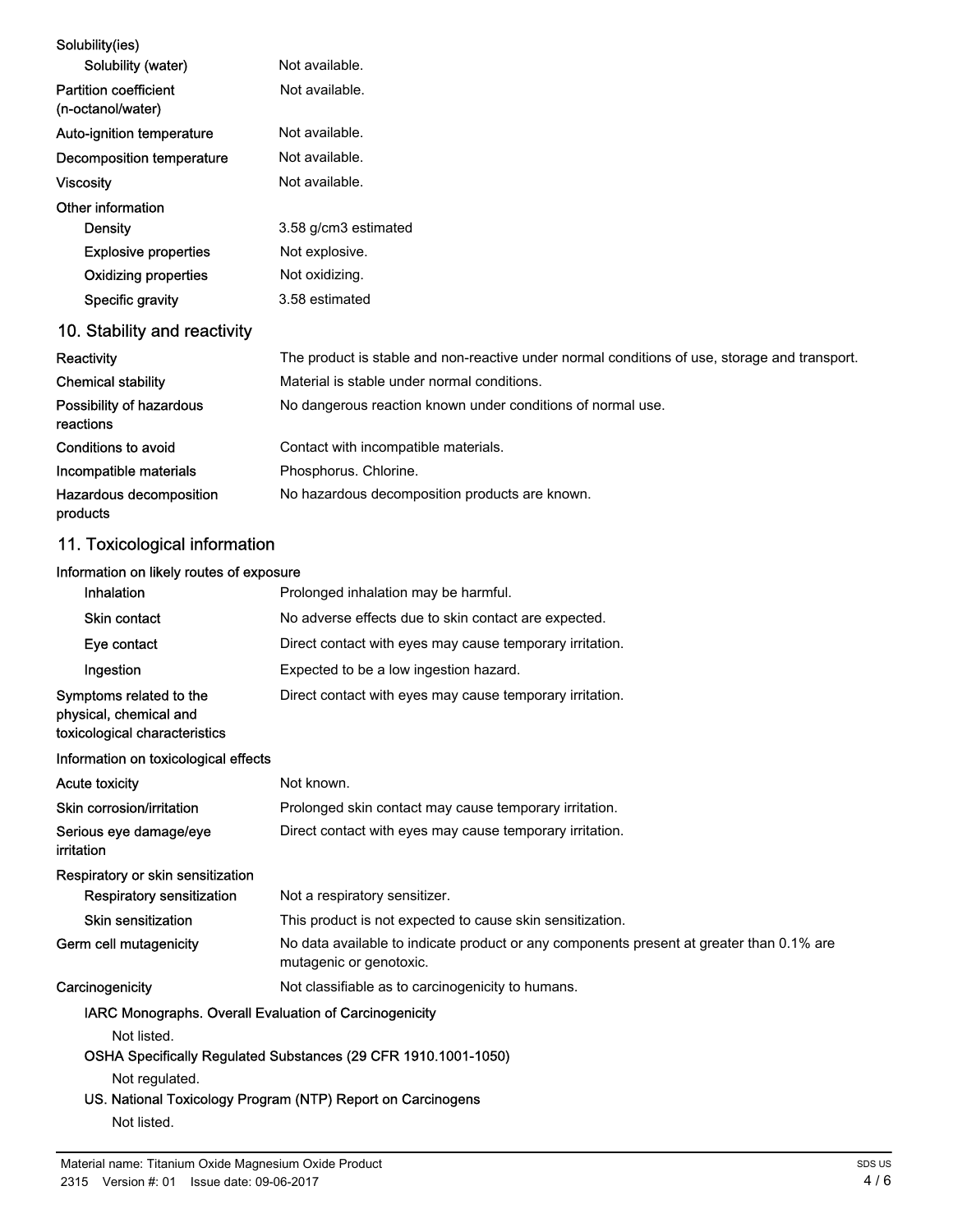Solubility(ies)

| | |
|---|---|
| Solubility (water) | Not available. |
| Partition coefficient (n-octanol/water) | Not available. |
| Auto-ignition temperature | Not available. |
| Decomposition temperature | Not available. |
| Viscosity | Not available. |

Other information

| | |
|---|---|
| Density | 3.58 g/cm3 estimated |
| Explosive properties | Not explosive. |
| Oxidizing properties | Not oxidizing. |
| Specific gravity | 3.58 estimated |

## 10. Stability and reactivity

| | |
|---|---|
| Reactivity | The product is stable and non-reactive under normal conditions of use, storage and transport. |
| Chemical stability | Material is stable under normal conditions. |
| Possibility of hazardous reactions | No dangerous reaction known under conditions of normal use. |
| Conditions to avoid | Contact with incompatible materials. |
| Incompatible materials | Phosphorus. Chlorine. |
| Hazardous decomposition products | No hazardous decomposition products are known. |

## 11. Toxicological information

Information on likely routes of exposure

| | |
|---|---|
| Inhalation | Prolonged inhalation may be harmful. |
| Skin contact | No adverse effects due to skin contact are expected. |
| Eye contact | Direct contact with eyes may cause temporary irritation. |
| Ingestion | Expected to be a low ingestion hazard. |
| Symptoms related to the physical, chemical and toxicological characteristics | Direct contact with eyes may cause temporary irritation. |

Information on toxicological effects

| | |
|---|---|
| Acute toxicity | Not known. |
| Skin corrosion/irritation | Prolonged skin contact may cause temporary irritation. |
| Serious eye damage/eye irritation | Direct contact with eyes may cause temporary irritation. |

Respiratory or skin sensitization

| | |
|---|---|
| Respiratory sensitization | Not a respiratory sensitizer. |
| Skin sensitization | This product is not expected to cause skin sensitization. |
| Germ cell mutagenicity | No data available to indicate product or any components present at greater than 0.1% are mutagenic or genotoxic. |
| Carcinogenicity | Not classifiable as to carcinogenicity to humans. |

IARC Monographs. Overall Evaluation of Carcinogenicity

Not listed.

OSHA Specifically Regulated Substances (29 CFR 1910.1001-1050)

Not regulated.

US. National Toxicology Program (NTP) Report on Carcinogens

Not listed.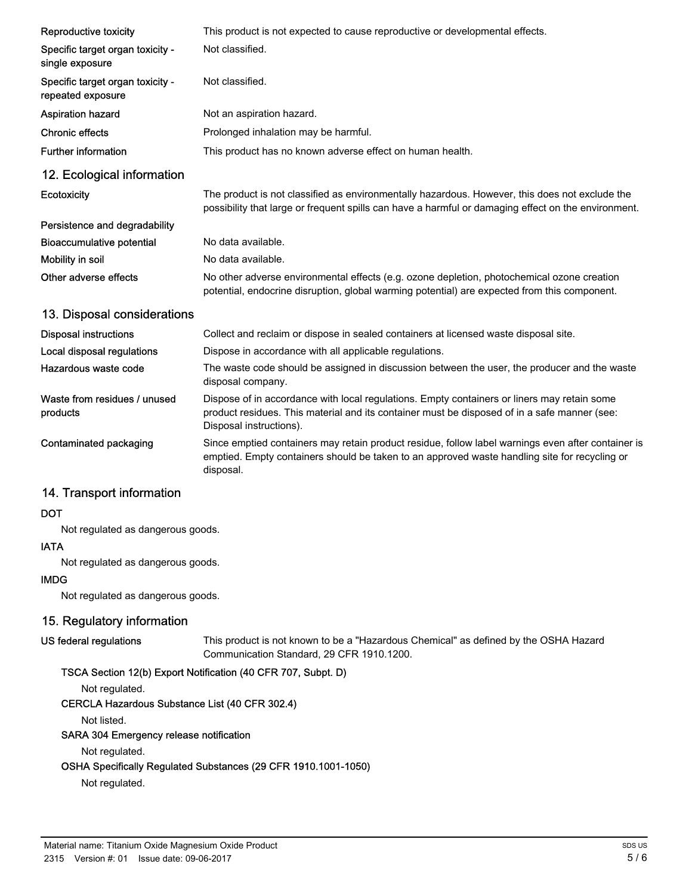| | |
|---|---|
| Reproductive toxicity | This product is not expected to cause reproductive or developmental effects. |
| Specific target organ toxicity - single exposure | Not classified. |
| Specific target organ toxicity - repeated exposure | Not classified. |
| Aspiration hazard | Not an aspiration hazard. |
| Chronic effects | Prolonged inhalation may be harmful. |
| Further information | This product has no known adverse effect on human health. |

## 12. Ecological information

| | |
|---|---|
| Ecotoxicity | The product is not classified as environmentally hazardous. However, this does not exclude the possibility that large or frequent spills can have a harmful or damaging effect on the environment. |
| Persistence and degradability | |
| Bioaccumulative potential | No data available. |
| Mobility in soil | No data available. |
| Other adverse effects | No other adverse environmental effects (e.g. ozone depletion, photochemical ozone creation potential, endocrine disruption, global warming potential) are expected from this component. |

## 13. Disposal considerations

| | |
|---|---|
| Disposal instructions | Collect and reclaim or dispose in sealed containers at licensed waste disposal site. |
| Local disposal regulations | Dispose in accordance with all applicable regulations. |
| Hazardous waste code | The waste code should be assigned in discussion between the user, the producer and the waste disposal company. |
| Waste from residues / unused products | Dispose of in accordance with local regulations. Empty containers or liners may retain some product residues. This material and its container must be disposed of in a safe manner (see: Disposal instructions). |
| Contaminated packaging | Since emptied containers may retain product residue, follow label warnings even after container is emptied. Empty containers should be taken to an approved waste handling site for recycling or disposal. |

## 14. Transport information

**DOT**

Not regulated as dangerous goods.

**IATA**

Not regulated as dangerous goods.

**IMDG**

Not regulated as dangerous goods.

## 15. Regulatory information

**US federal regulations** This product is not known to be a "Hazardous Chemical" as defined by the OSHA Hazard Communication Standard, 29 CFR 1910.1200.

**TSCA Section 12(b) Export Notification (40 CFR 707, Subpt. D)**

Not regulated.

**CERCLA Hazardous Substance List (40 CFR 302.4)**

Not listed.

**SARA 304 Emergency release notification**

Not regulated.

**OSHA Specifically Regulated Substances (29 CFR 1910.1001-1050)**

Not regulated.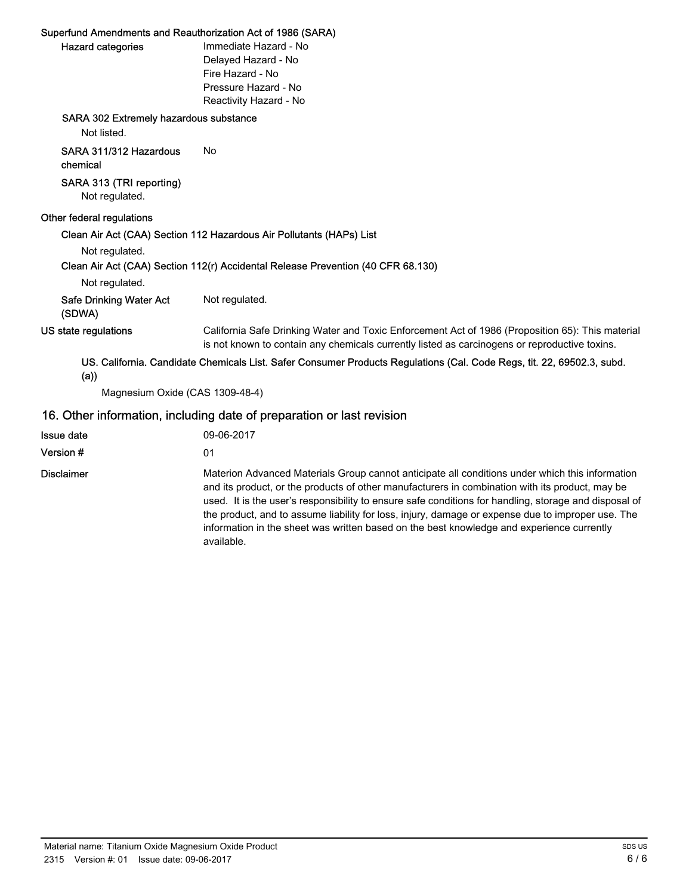**Superfund Amendments and Reauthorization Act of 1986 (SARA)**

**Hazard categories**

Immediate Hazard - No
Delayed Hazard - No
Fire Hazard - No
Pressure Hazard - No
Reactivity Hazard - No

**SARA 302 Extremely hazardous substance**

Not listed.

**SARA 311/312 Hazardous chemical**

No

**SARA 313 (TRI reporting)**

Not regulated.

**Other federal regulations**

**Clean Air Act (CAA) Section 112 Hazardous Air Pollutants (HAPs) List**

Not regulated.

**Clean Air Act (CAA) Section 112(r) Accidental Release Prevention (40 CFR 68.130)**

Not regulated.

**Safe Drinking Water Act (SDWA)**

Not regulated.

**US state regulations**

California Safe Drinking Water and Toxic Enforcement Act of 1986 (Proposition 65): This material is not known to contain any chemicals currently listed as carcinogens or reproductive toxins.

**US. California. Candidate Chemicals List. Safer Consumer Products Regulations (Cal. Code Regs, tit. 22, 69502.3, subd. (a))**

Magnesium Oxide (CAS 1309-48-4)

## 16. Other information, including date of preparation or last revision

**Issue date**

09-06-2017

**Version #**

01

**Disclaimer**

Materion Advanced Materials Group cannot anticipate all conditions under which this information and its product, or the products of other manufacturers in combination with its product, may be used. It is the user's responsibility to ensure safe conditions for handling, storage and disposal of the product, and to assume liability for loss, injury, damage or expense due to improper use. The information in the sheet was written based on the best knowledge and experience currently available.